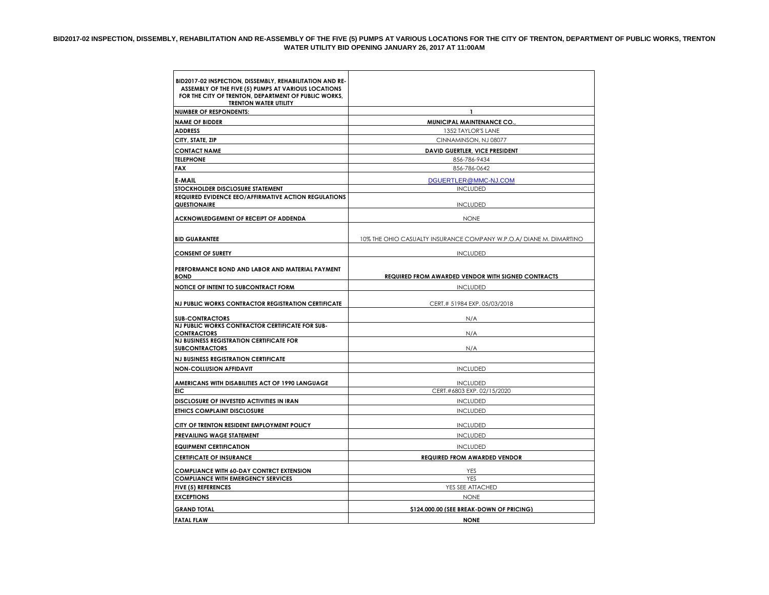**BID2017-02 INSPECTION, DISSEMBLY, REHABILITATION AND RE-ASSEMBLY OF THE FIVE (5) PUMPS AT VARIOUS LOCATIONS FOR THE CITY OF TRENTON, DEPARTMENT OF PUBLIC WORKS, TRENTON WATER UTILITY BID OPENING JANUARY 26, 2017 AT 11:00AM**

| BID2017-02 INSPECTION, DISSEMBLY, REHABILITATION AND RE-ASSEMBLY OF THE FIVE (5) PUMPS AT VARIOUS LOCATIONS FOR THE CITY OF TRENTON, DEPARTMENT OF PUBLIC WORKS, TRENTON WATER UTILITY | |
|---|---|
| **NUMBER OF RESPONDENTS:** | 1 |
| **NAME OF BIDDER** | **MUNICIPAL MAINTENANCE CO.,** |
| **ADDRESS** | 1352 TAYLOR'S LANE |
| **CITY, STATE, ZIP** | CINNAMINSON, NJ 08077 |
| **CONTACT NAME** | **DAVID GUERTLER, VICE PRESIDENT** |
| **TELEPHONE** | 856-786-9434 |
| **FAX** | 856-786-0642 |
| **E-MAIL** | DGUERTLER@MMC-NJ.COM |
| **STOCKHOLDER DISCLOSURE STATEMENT** | INCLUDED |
| **REQUIRED EVIDENCE EEO/AFFIRMATIVE ACTION REGULATIONS QUESTIONAIRE** | INCLUDED |
| **ACKNOWLEDGEMENT OF RECEIPT OF ADDENDA** | NONE |
| **BID GUARANTEE** | 10% THE OHIO CASUALTY INSURANCE COMPANY W.P.O.A/ DIANE M. DIMARTINO |
| **CONSENT OF SURETY** | INCLUDED |
| **PERFORMANCE BOND AND LABOR AND MATERIAL PAYMENT BOND** | **REQUIRED FROM AWARDED VENDOR WITH SIGNED CONTRACTS** |
| **NOTICE OF INTENT TO SUBCONTRACT FORM** | INCLUDED |
| **NJ PUBLIC WORKS CONTRACTOR REGISTRATION CERTIFICATE** | CERT.# 51984 EXP. 05/03/2018 |
| **SUB-CONTRACTORS** | N/A |
| **NJ PUBLIC WORKS CONTRACTOR CERTIFICATE FOR SUB-CONTRACTORS** | N/A |
| **NJ BUSINESS REGISTRATION CERTIFICATE FOR SUBCONTRACTORS** | N/A |
| **NJ BUSINESS REGISTRATION CERTIFICATE** | |
| **NON-COLLUSION AFFIDAVIT** | INCLUDED |
| **AMERICANS WITH DISABILITIES ACT OF 1990 LANGUAGE** | INCLUDED |
| **EIC** | CERT.#6803 EXP. 02/15/2020 |
| **DISCLOSURE OF INVESTED ACTIVITIES IN IRAN** | INCLUDED |
| **ETHICS COMPLAINT DISCLOSURE** | INCLUDED |
| **CITY OF TRENTON RESIDENT EMPLOYMENT POLICY** | INCLUDED |
| **PREVAILING WAGE STATEMENT** | INCLUDED |
| **EQUIPMENT CERTIFICATION** | INCLUDED |
| **CERTIFICATE OF INSURANCE** | **REQUIRED FROM AWARDED VENDOR** |
| **COMPLIANCE WITH 60-DAY CONTRCT EXTENSION** | YES |
| **COMPLIANCE WITH EMERGENCY SERVICES** | YES |
| **FIVE (5) REFERENCES** | YES SEE ATTACHED |
| **EXCEPTIONS** | NONE |
| **GRAND TOTAL** | **$124,000.00 (SEE BREAK-DOWN OF PRICING)** |
| **FATAL FLAW** | **NONE** |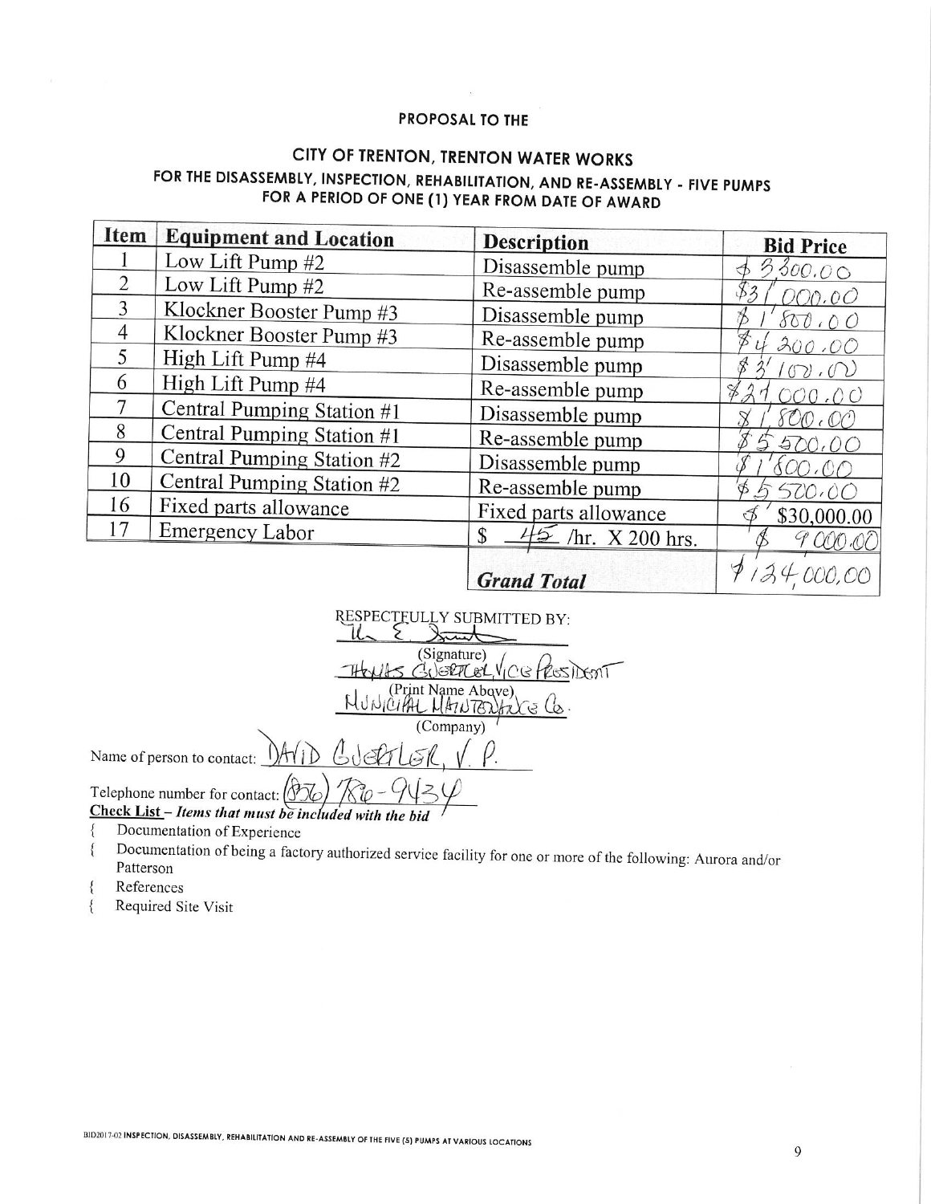PROPOSAL TO THE

## CITY OF TRENTON, TRENTON WATER WORKS

### FOR THE DISASSEMBLY, INSPECTION, REHABILITATION, AND RE-ASSEMBLY - FIVE PUMPS FOR A PERIOD OF ONE (1) YEAR FROM DATE OF AWARD

| Item | Equipment and Location | Description | Bid Price |
|---|---|---|---|
| 1 | Low Lift Pump #2 | Disassemble pump | $3,300.00 |
| 2 | Low Lift Pump #2 | Re-assemble pump | $31,000.00 |
| 3 | Klockner Booster Pump #3 | Disassemble pump | $1,800.00 |
| 4 | Klockner Booster Pump #3 | Re-assemble pump | $4,200.00 |
| 5 | High Lift Pump #4 | Disassemble pump | $3,100.00 |
| 6 | High Lift Pump #4 | Re-assemble pump | $27,000.00 |
| 7 | Central Pumping Station #1 | Disassemble pump | $1,800.00 |
| 8 | Central Pumping Station #1 | Re-assemble pump | $5,500.00 |
| 9 | Central Pumping Station #2 | Disassemble pump | $1,800.00 |
| 10 | Central Pumping Station #2 | Re-assemble pump | $5,500.00 |
| 16 | Fixed parts allowance | Fixed parts allowance | $30,000.00 |
| 17 | Emergency Labor | $ 45 /hr. X 200 hrs. | $9,000.00 |
| | | ***Grand Total*** | $124,000.00 |

RESPECTFULLY SUBMITTED BY:

[Signature]
(Signature)

THOMAS GUERTLER VICE PRESIDENT
(Print Name Above)

MUNICIPAL MAINTENANCE Co.
(Company)

Name of person to contact: DAVID GUERTLER, V. P.

Telephone number for contact: (856) 786-9434

**Check List** – ***Items that must be included with the bid***

- { Documentation of Experience
- { Documentation of being a factory authorized service facility for one or more of the following: Aurora and/or Patterson
- { References
- { Required Site Visit

BID2017-02 INSPECTION, DISASSEMBLY, REHABILITATION AND RE-ASSEMBLY OF THE FIVE (5) PUMPS AT VARIOUS LOCATIONS